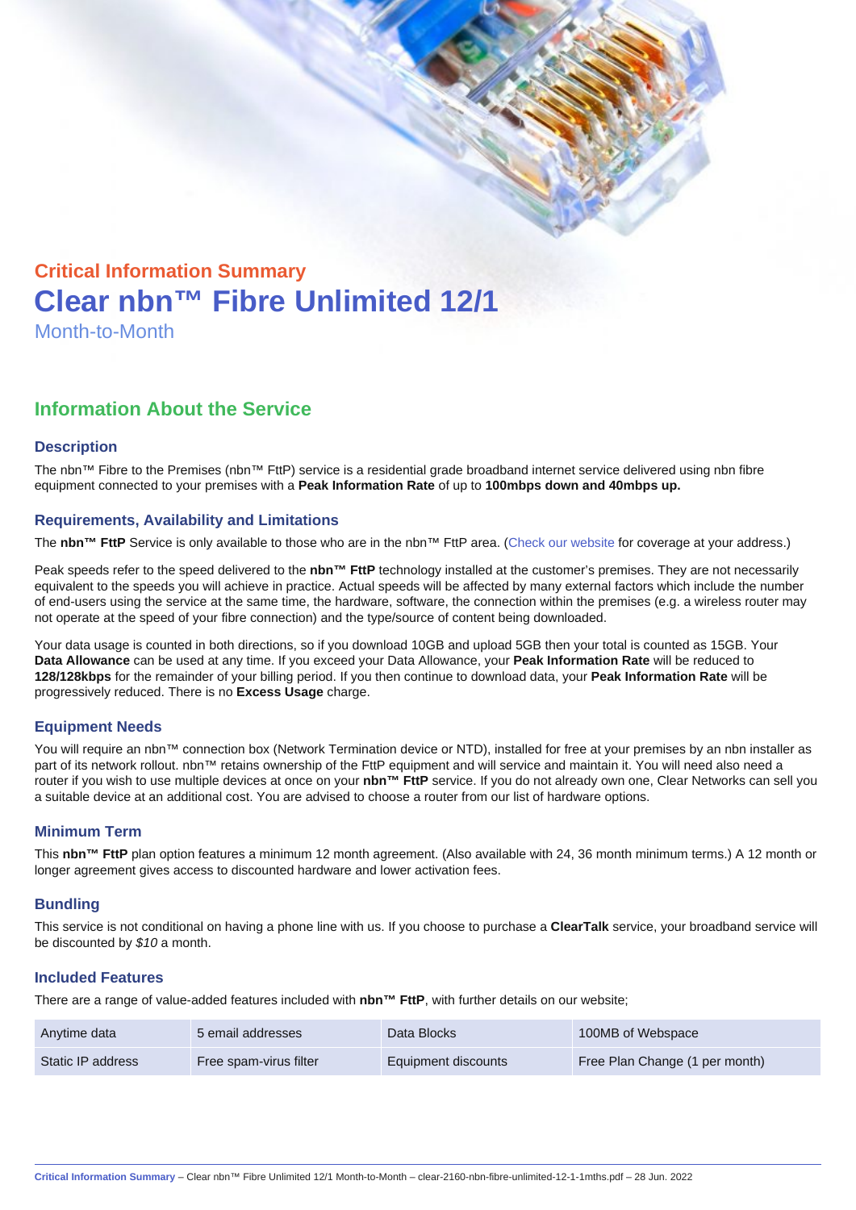## Critical Information Summary

# Clear nbn™ Fibre Unlimited 12/1

Month-to-Month

## Information About the Service

### Description

The nbn™ Fibre to the Premises (nbn™ FttP) service is a residential grade broadband internet service delivered using nbn fibre equipment connected to your premises with a **Peak Information Rate** of up to **100mbps down and 40mbps up.**

### Requirements, Availability and Limitations

The **nbn™ FttP** Service is only available to those who are in the nbn™ FttP area. (Check our website for coverage at your address.)

Peak speeds refer to the speed delivered to the **nbn™ FttP** technology installed at the customer's premises. They are not necessarily equivalent to the speeds you will achieve in practice. Actual speeds will be affected by many external factors which include the number of end-users using the service at the same time, the hardware, software, the connection within the premises (e.g. a wireless router may not operate at the speed of your fibre connection) and the type/source of content being downloaded.

Your data usage is counted in both directions, so if you download 10GB and upload 5GB then your total is counted as 15GB. Your **Data Allowance** can be used at any time. If you exceed your Data Allowance, your **Peak Information Rate** will be reduced to **128/128kbps** for the remainder of your billing period. If you then continue to download data, your **Peak Information Rate** will be progressively reduced. There is no **Excess Usage** charge.

### Equipment Needs

You will require an nbn™ connection box (Network Termination device or NTD), installed for free at your premises by an nbn installer as part of its network rollout. nbn™ retains ownership of the FttP equipment and will service and maintain it. You will need also need a router if you wish to use multiple devices at once on your **nbn™ FttP** service. If you do not already own one, Clear Networks can sell you a suitable device at an additional cost. You are advised to choose a router from our list of hardware options.

### Minimum Term

This **nbn™ FttP** plan option features a minimum 12 month agreement. (Also available with 24, 36 month minimum terms.) A 12 month or longer agreement gives access to discounted hardware and lower activation fees.

### Bundling

This service is not conditional on having a phone line with us. If you choose to purchase a **ClearTalk** service, your broadband service will be discounted by *$10* a month.

### Included Features

There are a range of value-added features included with **nbn™ FttP**, with further details on our website;

| | | | |
|---|---|---|---|
| Anytime data | 5 email addresses | Data Blocks | 100MB of Webspace |
| Static IP address | Free spam-virus filter | Equipment discounts | Free Plan Change (1 per month) |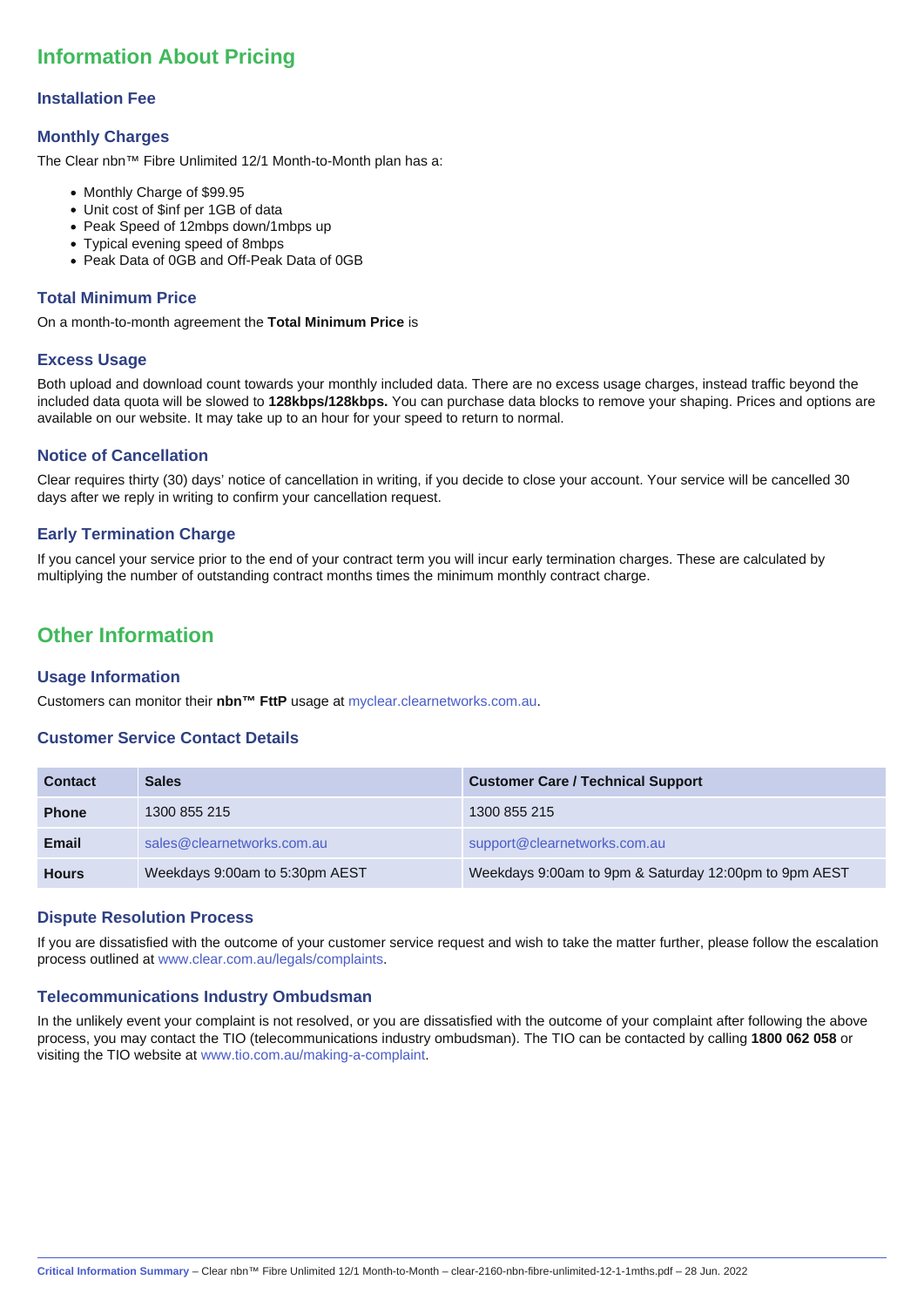# Information About Pricing

## Installation Fee

## Monthly Charges

The Clear nbn™ Fibre Unlimited 12/1 Month-to-Month plan has a:

- Monthly Charge of $99.95
- Unit cost of $inf per 1GB of data
- Peak Speed of 12mbps down/1mbps up
- Typical evening speed of 8mbps
- Peak Data of 0GB and Off-Peak Data of 0GB

## Total Minimum Price

On a month-to-month agreement the **Total Minimum Price** is

## Excess Usage

Both upload and download count towards your monthly included data. There are no excess usage charges, instead traffic beyond the included data quota will be slowed to **128kbps/128kbps.** You can purchase data blocks to remove your shaping. Prices and options are available on our website. It may take up to an hour for your speed to return to normal.

## Notice of Cancellation

Clear requires thirty (30) days' notice of cancellation in writing, if you decide to close your account. Your service will be cancelled 30 days after we reply in writing to confirm your cancellation request.

## Early Termination Charge

If you cancel your service prior to the end of your contract term you will incur early termination charges. These are calculated by multiplying the number of outstanding contract months times the minimum monthly contract charge.

# Other Information

## Usage Information

Customers can monitor their **nbn™ FttP** usage at myclear.clearnetworks.com.au.

## Customer Service Contact Details

| Contact | Sales | Customer Care / Technical Support |
|---|---|---|
| **Phone** | 1300 855 215 | 1300 855 215 |
| **Email** | sales@clearnetworks.com.au | support@clearnetworks.com.au |
| **Hours** | Weekdays 9:00am to 5:30pm AEST | Weekdays 9:00am to 9pm & Saturday 12:00pm to 9pm AEST |

## Dispute Resolution Process

If you are dissatisfied with the outcome of your customer service request and wish to take the matter further, please follow the escalation process outlined at www.clear.com.au/legals/complaints.

## Telecommunications Industry Ombudsman

In the unlikely event your complaint is not resolved, or you are dissatisfied with the outcome of your complaint after following the above process, you may contact the TIO (telecommunications industry ombudsman). The TIO can be contacted by calling **1800 062 058** or visiting the TIO website at www.tio.com.au/making-a-complaint.